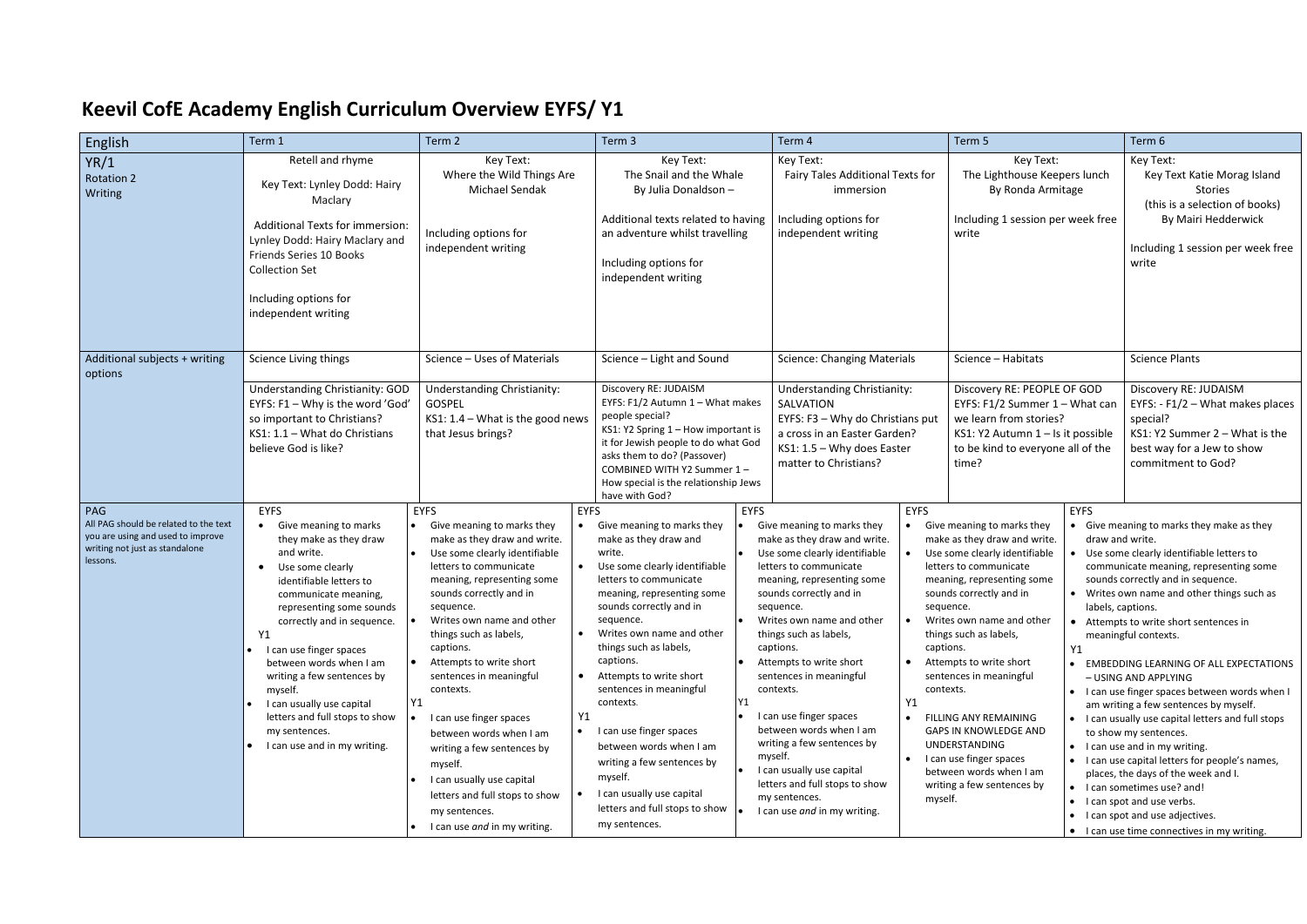# Keevil CofE Academy English Curriculum Overview EYFS/ Y1

| English | Term 1 | Term 2 | Term 3 | Term 4 | Term 5 | Term 6 |
|---|---|---|---|---|---|---|
| YR/1<br>Rotation 2<br>Writing | Retell and rhyme<br><br>Key Text: Lynley Dodd: Hairy Maclary<br><br>Additional Texts for immersion: Lynley Dodd: Hairy Maclary and Friends Series 10 Books Collection Set<br><br>Including options for independent writing | Key Text:<br>Where the Wild Things Are<br>Michael Sendak<br><br>Including options for independent writing | Key Text:<br>The Snail and the Whale<br>By Julia Donaldson –<br><br>Additional texts related to having an adventure whilst travelling<br><br>Including options for independent writing | Key Text:<br>Fairy Tales Additional Texts for immersion<br><br>Including options for independent writing | Key Text:<br>The Lighthouse Keepers lunch<br>By Ronda Armitage<br><br>Including 1 session per week free write | Key Text:<br>Key Text Katie Morag Island Stories<br>(this is a selection of books)<br>By Mairi Hedderwick<br><br>Including 1 session per week free write |
| Additional subjects + writing options | Science Living things | Science – Uses of Materials | Science – Light and Sound | Science: Changing Materials | Science – Habitats | Science Plants |
| | Understanding Christianity: GOD<br>EYFS: F1 – Why is the word 'God' so important to Christians?<br>KS1: 1.1 – What do Christians believe God is like? | Understanding Christianity: GOSPEL<br>KS1: 1.4 – What is the good news that Jesus brings? | Discovery RE: JUDAISM<br>EYFS: F1/2 Autumn 1 – What makes people special?<br>KS1: Y2 Spring 1 – How important is it for Jewish people to do what God asks them to do? (Passover)<br>COMBINED WITH Y2 Summer 1 – How special is the relationship Jews have with God? | Understanding Christianity: SALVATION<br>EYFS: F3 – Why do Christians put a cross in an Easter Garden?<br>KS1: 1.5 – Why does Easter matter to Christians? | Discovery RE: PEOPLE OF GOD<br>EYFS: F1/2 Summer 1 – What can we learn from stories?<br>KS1: Y2 Autumn 1 – Is it possible to be kind to everyone all of the time? | Discovery RE: JUDAISM<br>EYFS: - F1/2 – What makes places special?<br>KS1: Y2 Summer 2 – What is the best way for a Jew to show commitment to God? |
| PAG<br>All PAG should be related to the text you are using and used to improve writing not just as standalone lessons. | EYFS<br>• Give meaning to marks they make as they draw and write.<br>• Use some clearly identifiable letters to communicate meaning, representing some sounds correctly and in sequence.<br>Y1<br>• I can use finger spaces between words when I am writing a few sentences by myself.<br>• I can usually use capital letters and full stops to show my sentences.<br>• I can use and in my writing. | EYFS<br>• Give meaning to marks they make as they draw and write.<br>• Use some clearly identifiable letters to communicate meaning, representing some sounds correctly and in sequence.<br>• Writes own name and other things such as labels, captions.<br>• Attempts to write short sentences in meaningful contexts.<br>Y1<br>• I can use finger spaces between words when I am writing a few sentences by myself.<br>• I can usually use capital letters and full stops to show my sentences.<br>• I can use *and* in my writing. | EYFS<br>• Give meaning to marks they make as they draw and write.<br>• Use some clearly identifiable letters to communicate meaning, representing some sounds correctly and in sequence.<br>• Writes own name and other things such as labels, captions.<br>• Attempts to write short sentences in meaningful contexts.<br>Y1<br>• I can use finger spaces between words when I am writing a few sentences by myself.<br>• I can usually use capital letters and full stops to show my sentences. | EYFS<br>• Give meaning to marks they make as they draw and write.<br>• Use some clearly identifiable letters to communicate meaning, representing some sounds correctly and in sequence.<br>• Writes own name and other things such as labels, captions.<br>• Attempts to write short sentences in meaningful contexts.<br>Y1<br>• I can use finger spaces between words when I am writing a few sentences by myself.<br>• I can usually use capital letters and full stops to show my sentences.<br>• I can use *and* in my writing. | EYFS<br>• Give meaning to marks they make as they draw and write.<br>• Use some clearly identifiable letters to communicate meaning, representing some sounds correctly and in sequence.<br>• Writes own name and other things such as labels, captions.<br>• Attempts to write short sentences in meaningful contexts.<br>Y1<br>• FILLING ANY REMAINING GAPS IN KNOWLEDGE AND UNDERSTANDING<br>• I can use finger spaces between words when I am writing a few sentences by myself. | EYFS<br>• Give meaning to marks they make as they draw and write.<br>• Use some clearly identifiable letters to communicate meaning, representing some sounds correctly and in sequence.<br>• Writes own name and other things such as labels, captions.<br>• Attempts to write short sentences in meaningful contexts.<br>Y1<br>• EMBEDDING LEARNING OF ALL EXPECTATIONS – USING AND APPLYING<br>• I can use finger spaces between words when I am writing a few sentences by myself.<br>• I can usually use capital letters and full stops to show my sentences.<br>• I can use and in my writing.<br>• I can use capital letters for people's names, places, the days of the week and I.<br>• I can sometimes use? and!<br>• I can spot and use verbs.<br>• I can spot and use adjectives.<br>• I can use time connectives in my writing. |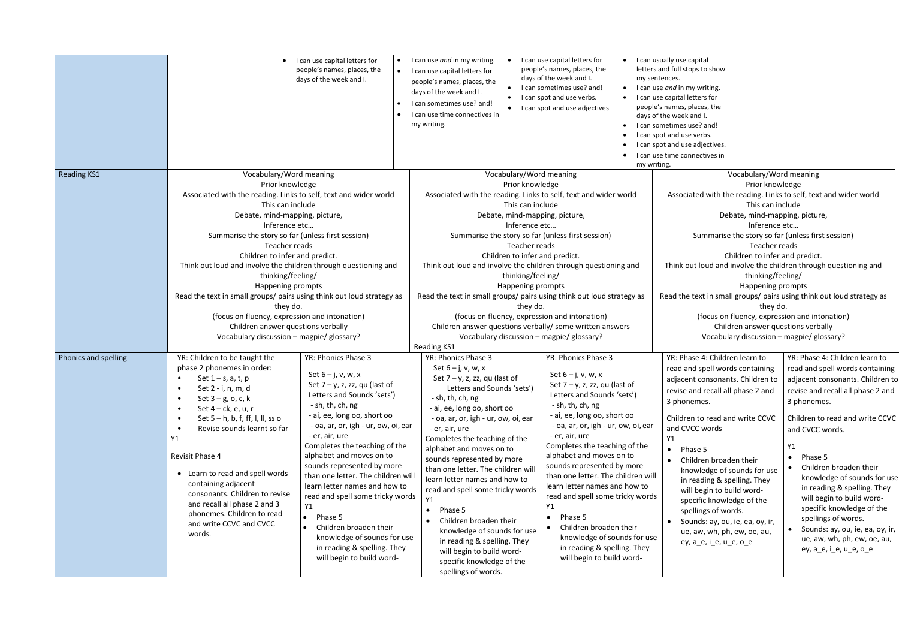| | | | | | | |
|---|---|---|---|---|---|---|
| | | • I can use capital letters for people's names, places, the days of the week and I. | • I can use *and* in my writing.<br>• I can use capital letters for people's names, places, the days of the week and I.<br>• I can sometimes use? and!<br>• I can use time connectives in my writing. | • I can use capital letters for people's names, places, the days of the week and I.<br>• I can sometimes use? and!<br>• I can spot and use verbs.<br>• I can spot and use adjectives | • I can usually use capital letters and full stops to show my sentences.<br>• I can use *and* in my writing.<br>• I can use capital letters for people's names, places, the days of the week and I.<br>• I can sometimes use? and!<br>• I can spot and use verbs.<br>• I can spot and use adjectives.<br>• I can use time connectives in my writing. | |
| Reading KS1 | Vocabulary/Word meaning<br>Prior knowledge<br>Associated with the reading. Links to self, text and wider world<br>This can include<br>Debate, mind-mapping, picture,<br>Inference etc…<br>Summarise the story so far (unless first session)<br>Teacher reads<br>Children to infer and predict.<br>Think out loud and involve the children through questioning and thinking/feeling/<br>Happening prompts<br>Read the text in small groups/ pairs using think out loud strategy as they do.<br>(focus on fluency, expression and intonation)<br>Children answer questions verbally<br>Vocabulary discussion – magpie/ glossary? | | Vocabulary/Word meaning<br>Prior knowledge<br>Associated with the reading. Links to self, text and wider world<br>This can include<br>Debate, mind-mapping, picture,<br>Inference etc…<br>Summarise the story so far (unless first session)<br>Teacher reads<br>Children to infer and predict.<br>Think out loud and involve the children through questioning and thinking/feeling/<br>Happening prompts<br>Read the text in small groups/ pairs using think out loud strategy as they do.<br>(focus on fluency, expression and intonation)<br>Children answer questions verbally/ some written answers<br>Vocabulary discussion – magpie/ glossary?<br>Reading KS1 | | Vocabulary/Word meaning<br>Prior knowledge<br>Associated with the reading. Links to self, text and wider world<br>This can include<br>Debate, mind-mapping, picture,<br>Inference etc…<br>Summarise the story so far (unless first session)<br>Teacher reads<br>Children to infer and predict.<br>Think out loud and involve the children through questioning and thinking/feeling/<br>Happening prompts<br>Read the text in small groups/ pairs using think out loud strategy as they do.<br>(focus on fluency, expression and intonation)<br>Children answer questions verbally<br>Vocabulary discussion – magpie/ glossary? | |
| Phonics and spelling | YR: Children to be taught the phase 2 phonemes in order:<br>• Set 1 – s, a, t, p<br>• Set 2 - i, n, m, d<br>• Set 3 – g, o, c, k<br>• Set 4 – ck, e, u, r<br>• Set 5 – h, b, f, ff, l, ll, ss o<br>• Revise sounds learnt so far<br>Y1<br>Revisit Phase 4<br>• Learn to read and spell words containing adjacent consonants. Children to revise and recall all phase 2 and 3 phonemes. Children to read and write CCVC and CVCC words. | YR: Phonics Phase 3<br>Set 6 – j, v, w, x<br>Set 7 – y, z, zz, qu (last of Letters and Sounds 'sets')<br>- sh, th, ch, ng<br>- ai, ee, long oo, short oo<br>- oa, ar, or, igh - ur, ow, oi, ear<br>- er, air, ure<br>Completes the teaching of the alphabet and moves on to sounds represented by more than one letter. The children will learn letter names and how to read and spell some tricky words<br>Y1<br>• Phase 5<br>• Children broaden their knowledge of sounds for use in reading & spelling. They will begin to build word- | YR: Phonics Phase 3<br>Set 6 – j, v, w, x<br>Set 7 – y, z, zz, qu (last of Letters and Sounds 'sets')<br>- sh, th, ch, ng<br>- ai, ee, long oo, short oo<br>- oa, ar, or, igh - ur, ow, oi, ear<br>- er, air, ure<br>Completes the teaching of the alphabet and moves on to sounds represented by more than one letter. The children will learn letter names and how to read and spell some tricky words<br>Y1<br>• Phase 5<br>• Children broaden their knowledge of sounds for use in reading & spelling. They will begin to build word-specific knowledge of the spellings of words. | YR: Phonics Phase 3<br>Set 6 – j, v, w, x<br>Set 7 – y, z, zz, qu (last of Letters and Sounds 'sets')<br>- sh, th, ch, ng<br>- ai, ee, long oo, short oo<br>- oa, ar, or, igh - ur, ow, oi, ear<br>- er, air, ure<br>Completes the teaching of the alphabet and moves on to sounds represented by more than one letter. The children will learn letter names and how to read and spell some tricky words<br>Y1<br>• Phase 5<br>• Children broaden their knowledge of sounds for use in reading & spelling. They will begin to build word- | YR: Phase 4: Children learn to read and spell words containing adjacent consonants. Children to revise and recall all phase 2 and 3 phonemes.<br>Children to read and write CCVC and CVCC words<br>Y1<br>• Phase 5<br>• Children broaden their knowledge of sounds for use in reading & spelling. They will begin to build word-specific knowledge of the spellings of words.<br>• Sounds: ay, ou, ie, ea, oy, ir, ue, aw, wh, ph, ew, oe, au, ey, a_e, i_e, u_e, o_e | YR: Phase 4: Children learn to read and spell words containing adjacent consonants. Children to revise and recall all phase 2 and 3 phonemes.<br>Children to read and write CCVC and CVCC words.<br>Y1<br>• Phase 5<br>• Children broaden their knowledge of sounds for use in reading & spelling. They will begin to build word-specific knowledge of the spellings of words.<br>• Sounds: ay, ou, ie, ea, oy, ir, ue, aw, wh, ph, ew, oe, au, ey, a_e, i_e, u_e, o_e |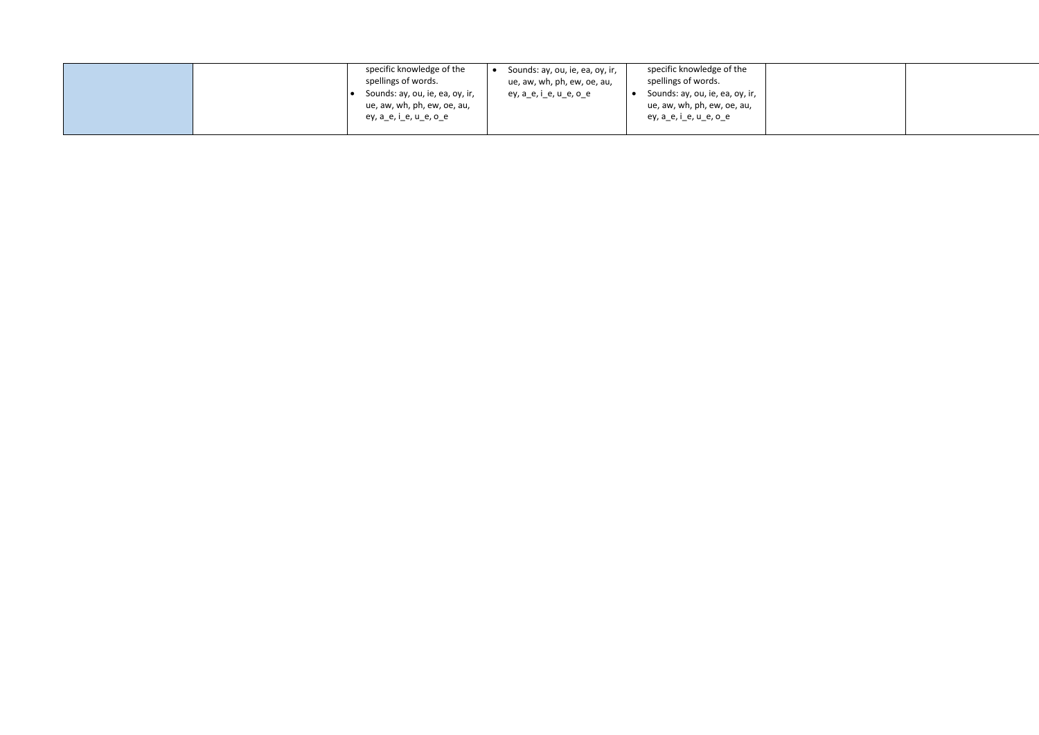| | | | | | | |
|---|---|---|---|---|---|---|
| | | specific knowledge of the spellings of words.<br>• Sounds: ay, ou, ie, ea, oy, ir, ue, aw, wh, ph, ew, oe, au, ey, a_e, i_e, u_e, o_e | • Sounds: ay, ou, ie, ea, oy, ir, ue, aw, wh, ph, ew, oe, au, ey, a_e, i_e, u_e, o_e | specific knowledge of the spellings of words.<br>• Sounds: ay, ou, ie, ea, oy, ir, ue, aw, wh, ph, ew, oe, au, ey, a_e, i_e, u_e, o_e | | |